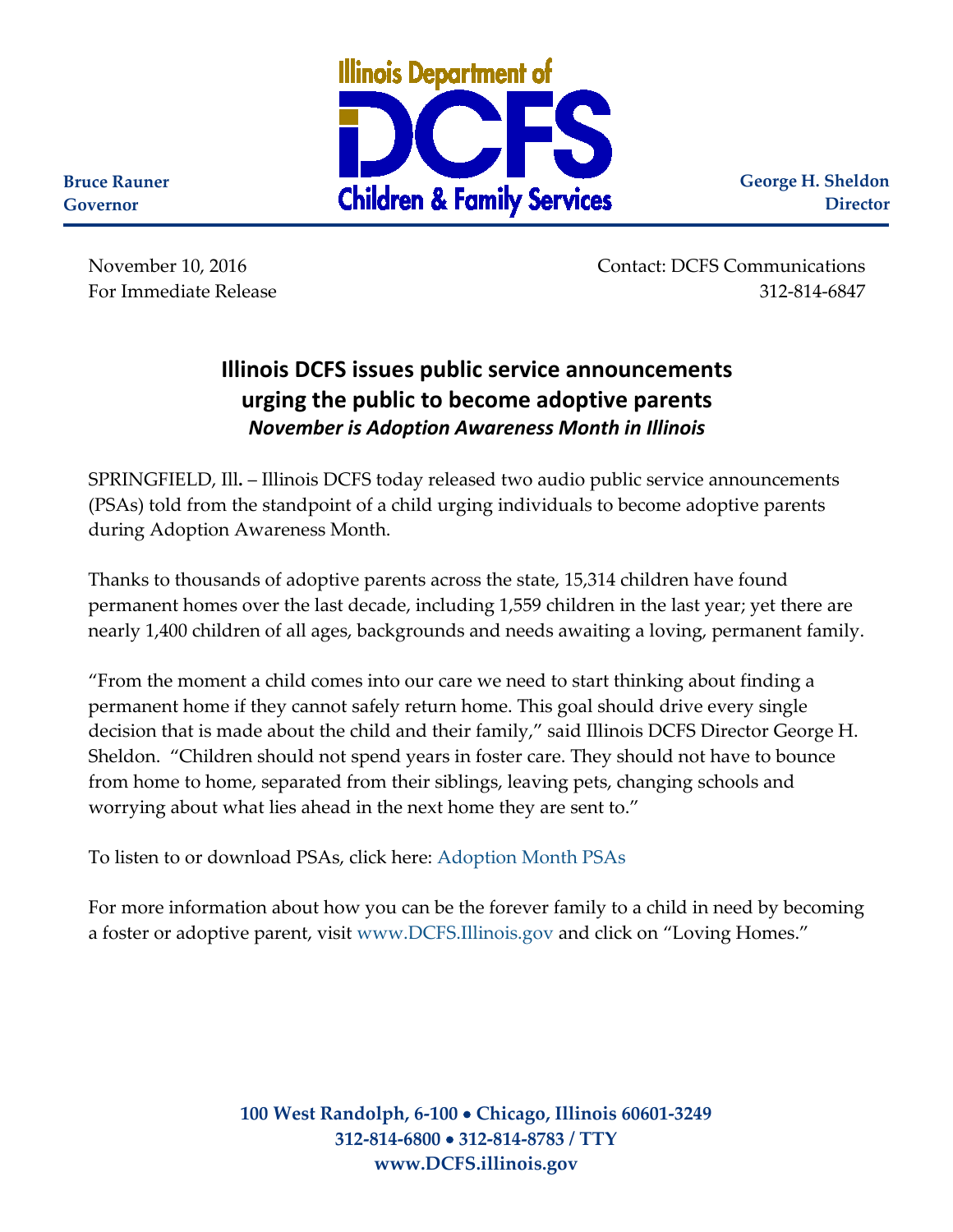Illinois Department of DCFS Children & Family Services

**Bruce Rauner**
**Governor**

**George H. Sheldon**
**Director**

November 10, 2016
For Immediate Release

Contact: DCFS Communications
312-814-6847

## Illinois DCFS issues public service announcements urging the public to become adoptive parents

***November is Adoption Awareness Month in Illinois***

SPRINGFIELD, Ill**.** – Illinois DCFS today released two audio public service announcements (PSAs) told from the standpoint of a child urging individuals to become adoptive parents during Adoption Awareness Month.

Thanks to thousands of adoptive parents across the state, 15,314 children have found permanent homes over the last decade, including 1,559 children in the last year; yet there are nearly 1,400 children of all ages, backgrounds and needs awaiting a loving, permanent family.

"From the moment a child comes into our care we need to start thinking about finding a permanent home if they cannot safely return home. This goal should drive every single decision that is made about the child and their family," said Illinois DCFS Director George H. Sheldon. "Children should not spend years in foster care. They should not have to bounce from home to home, separated from their siblings, leaving pets, changing schools and worrying about what lies ahead in the next home they are sent to."

To listen to or download PSAs, click here: Adoption Month PSAs

For more information about how you can be the forever family to a child in need by becoming a foster or adoptive parent, visit www.DCFS.Illinois.gov and click on "Loving Homes."

**100 West Randolph, 6-100 • Chicago, Illinois 60601-3249**
**312-814-6800 • 312-814-8783 / TTY**
**www.DCFS.illinois.gov**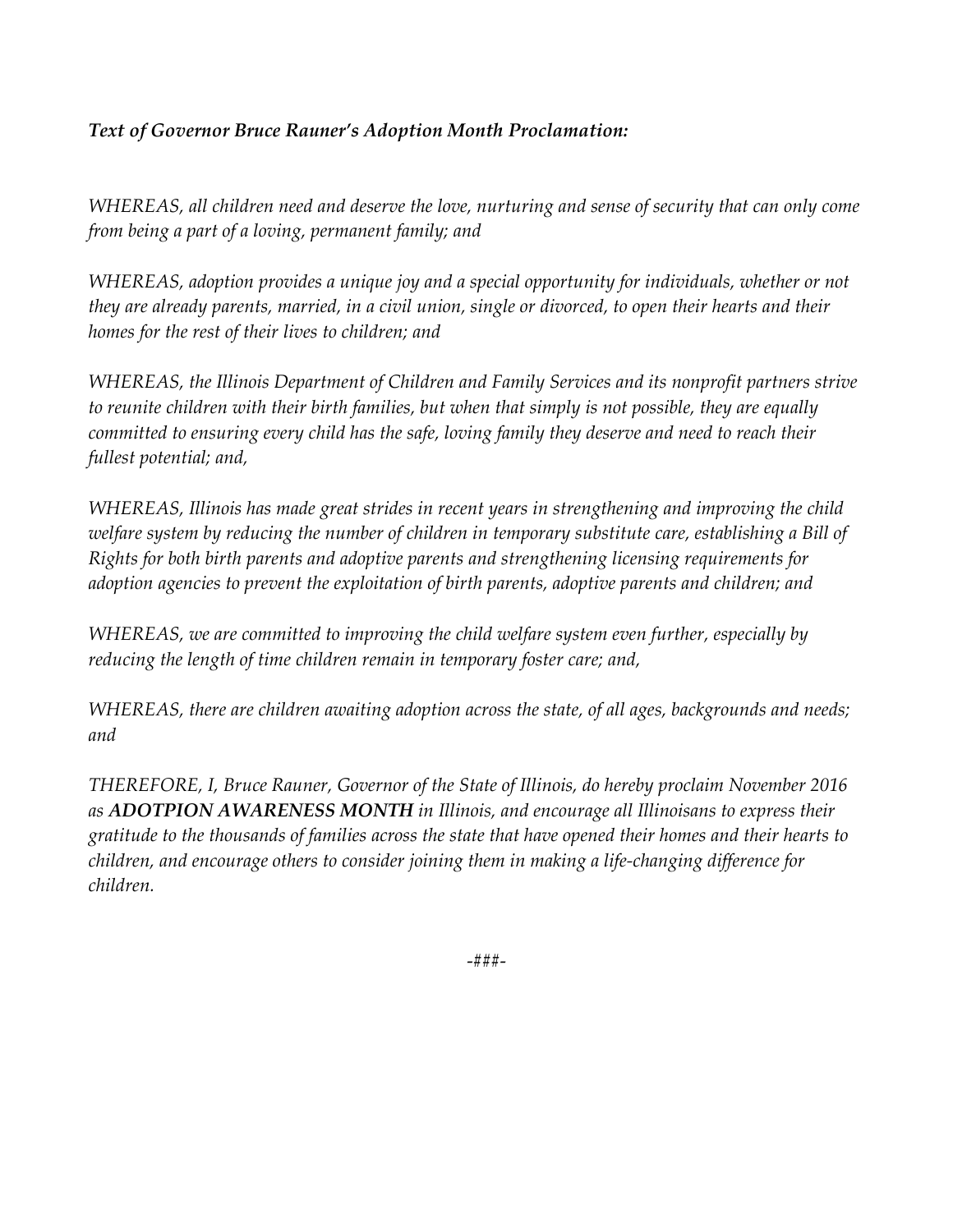***Text of Governor Bruce Rauner's Adoption Month Proclamation:***

*WHEREAS, all children need and deserve the love, nurturing and sense of security that can only come from being a part of a loving, permanent family; and*

*WHEREAS, adoption provides a unique joy and a special opportunity for individuals, whether or not they are already parents, married, in a civil union, single or divorced, to open their hearts and their homes for the rest of their lives to children; and*

*WHEREAS, the Illinois Department of Children and Family Services and its nonprofit partners strive to reunite children with their birth families, but when that simply is not possible, they are equally committed to ensuring every child has the safe, loving family they deserve and need to reach their fullest potential; and,*

*WHEREAS, Illinois has made great strides in recent years in strengthening and improving the child welfare system by reducing the number of children in temporary substitute care, establishing a Bill of Rights for both birth parents and adoptive parents and strengthening licensing requirements for adoption agencies to prevent the exploitation of birth parents, adoptive parents and children; and*

*WHEREAS, we are committed to improving the child welfare system even further, especially by reducing the length of time children remain in temporary foster care; and,*

*WHEREAS, there are children awaiting adoption across the state, of all ages, backgrounds and needs; and*

*THEREFORE, I, Bruce Rauner, Governor of the State of Illinois, do hereby proclaim November 2016 as **ADOTPION AWARENESS MONTH** in Illinois, and encourage all Illinoisans to express their gratitude to the thousands of families across the state that have opened their homes and their hearts to children, and encourage others to consider joining them in making a life-changing difference for children.*

*-###-*